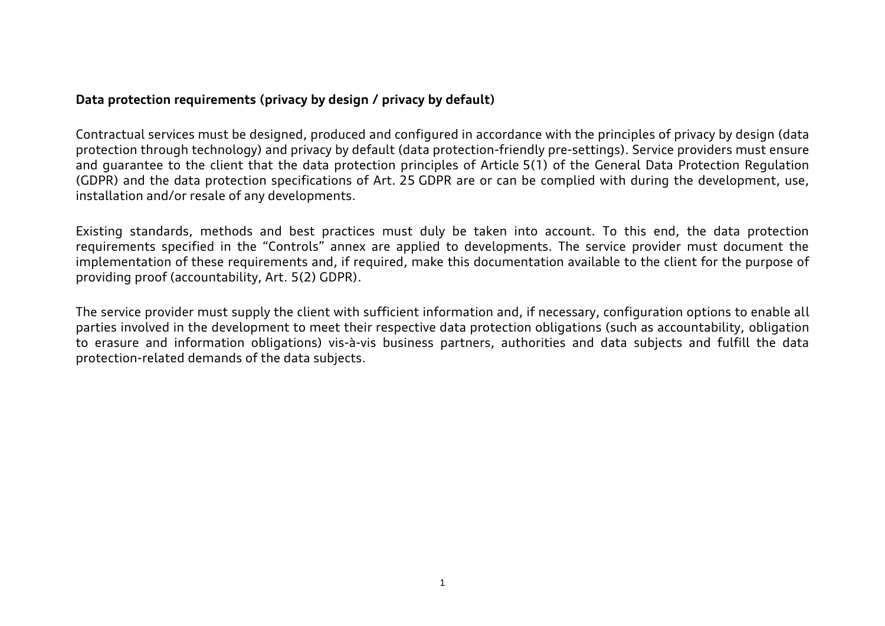**Data protection requirements (privacy by design / privacy by default)**

Contractual services must be designed, produced and configured in accordance with the principles of privacy by design (data protection through technology) and privacy by default (data protection-friendly pre-settings). Service providers must ensure and guarantee to the client that the data protection principles of Article 5(1) of the General Data Protection Regulation (GDPR) and the data protection specifications of Art. 25 GDPR are or can be complied with during the development, use, installation and/or resale of any developments.

Existing standards, methods and best practices must duly be taken into account. To this end, the data protection requirements specified in the "Controls" annex are applied to developments. The service provider must document the implementation of these requirements and, if required, make this documentation available to the client for the purpose of providing proof (accountability, Art. 5(2) GDPR).

The service provider must supply the client with sufficient information and, if necessary, configuration options to enable all parties involved in the development to meet their respective data protection obligations (such as accountability, obligation to erasure and information obligations) vis-à-vis business partners, authorities and data subjects and fulfill the data protection-related demands of the data subjects.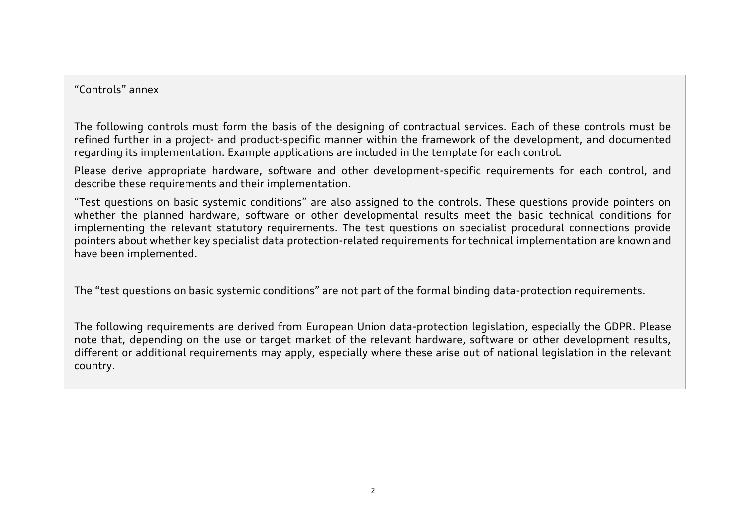"Controls" annex

The following controls must form the basis of the designing of contractual services. Each of these controls must be refined further in a project- and product-specific manner within the framework of the development, and documented regarding its implementation. Example applications are included in the template for each control.

Please derive appropriate hardware, software and other development-specific requirements for each control, and describe these requirements and their implementation.

"Test questions on basic systemic conditions" are also assigned to the controls. These questions provide pointers on whether the planned hardware, software or other developmental results meet the basic technical conditions for implementing the relevant statutory requirements. The test questions on specialist procedural connections provide pointers about whether key specialist data protection-related requirements for technical implementation are known and have been implemented.

The "test questions on basic systemic conditions" are not part of the formal binding data-protection requirements.

The following requirements are derived from European Union data-protection legislation, especially the GDPR. Please note that, depending on the use or target market of the relevant hardware, software or other development results, different or additional requirements may apply, especially where these arise out of national legislation in the relevant country.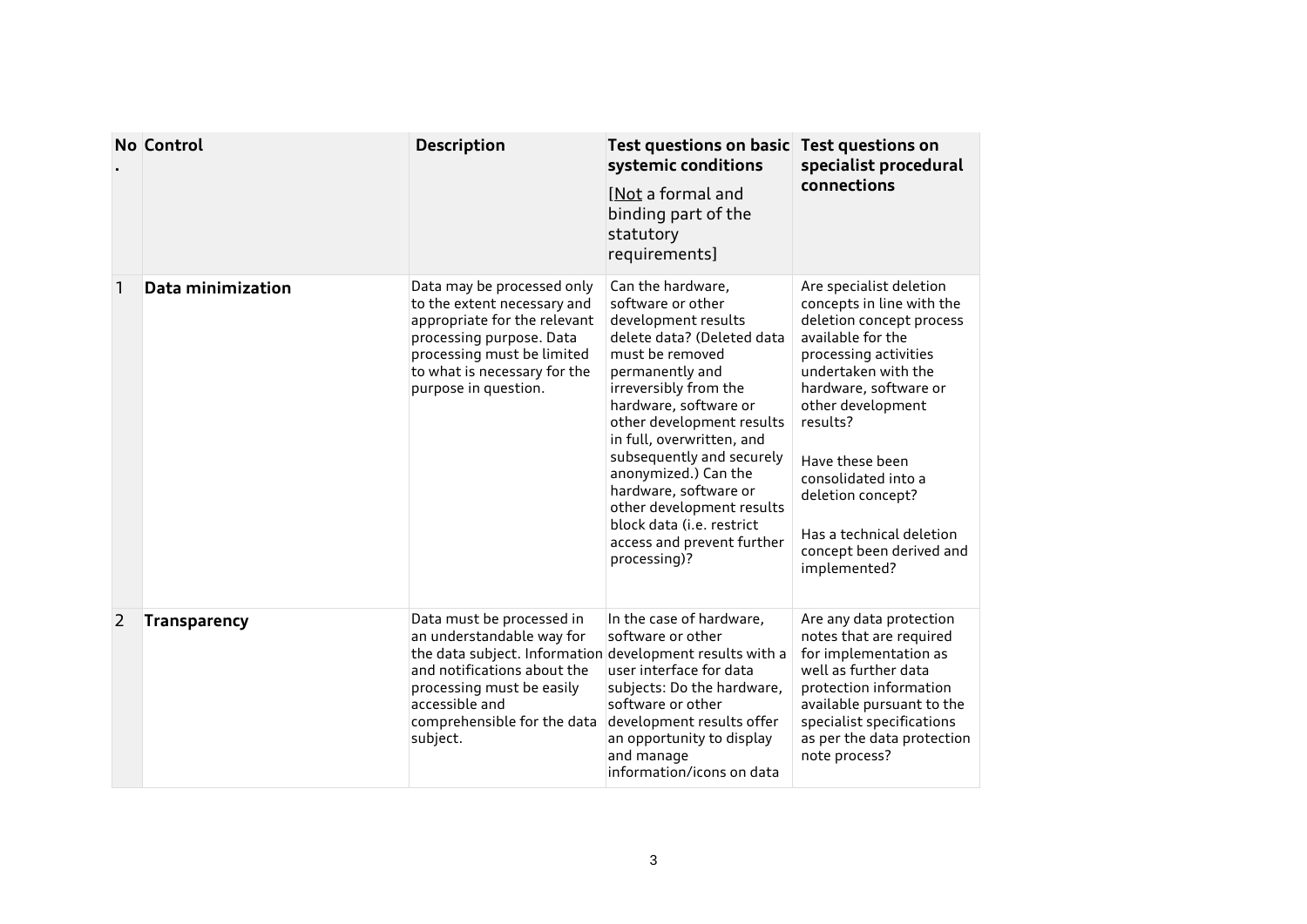| No. | Control | Description | Test questions on basic systemic conditions [Not a formal and binding part of the statutory requirements] | Test questions on specialist procedural connections |
|---|---|---|---|---|
| 1 | **Data minimization** | Data may be processed only to the extent necessary and appropriate for the relevant processing purpose. Data processing must be limited to what is necessary for the purpose in question. | Can the hardware, software or other development results delete data? (Deleted data must be removed permanently and irreversibly from the hardware, software or other development results in full, overwritten, and subsequently and securely anonymized.) Can the hardware, software or other development results block data (i.e. restrict access and prevent further processing)? | Are specialist deletion concepts in line with the deletion concept process available for the processing activities undertaken with the hardware, software or other development results?<br><br>Have these been consolidated into a deletion concept?<br><br>Has a technical deletion concept been derived and implemented? |
| 2 | **Transparency** | Data must be processed in an understandable way for the data subject. Information and notifications about the processing must be easily accessible and comprehensible for the data subject. | In the case of hardware, software or other development results with a user interface for data subjects: Do the hardware, software or other development results offer an opportunity to display and manage information/icons on data | Are any data protection notes that are required for implementation as well as further data protection information available pursuant to the specialist specifications as per the data protection note process? |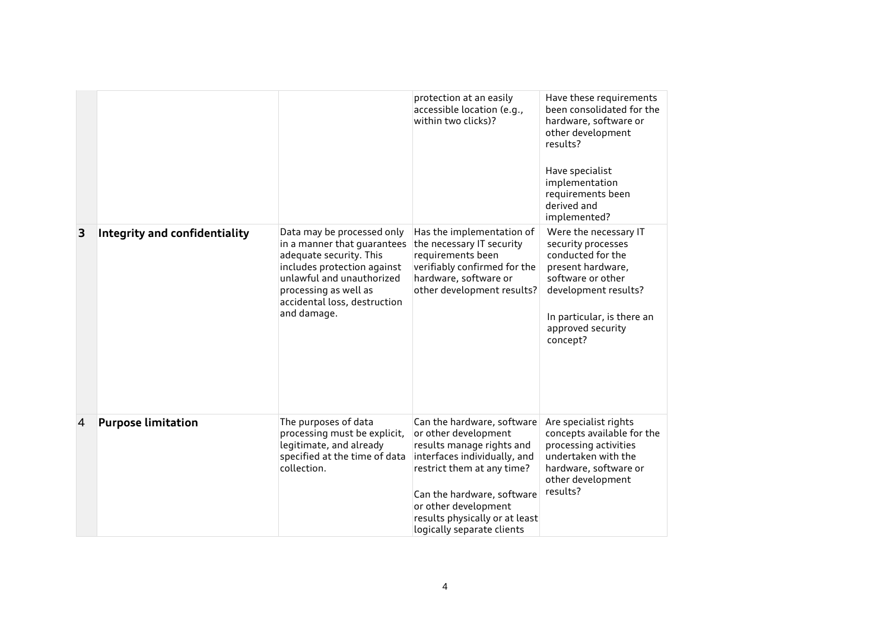|  |  |  | protection at an easily accessible location (e.g., within two clicks)? | Have these requirements been consolidated for the hardware, software or other development results?<br><br>Have specialist implementation requirements been derived and implemented? |
|---|---|---|---|---|
| **3** | **Integrity and confidentiality** | Data may be processed only in a manner that guarantees adequate security. This includes protection against unlawful and unauthorized processing as well as accidental loss, destruction and damage. | Has the implementation of the necessary IT security requirements been verifiably confirmed for the hardware, software or other development results? | Were the necessary IT security processes conducted for the present hardware, software or other development results?<br><br>In particular, is there an approved security concept? |
| 4 | **Purpose limitation** | The purposes of data processing must be explicit, legitimate, and already specified at the time of data collection. | Can the hardware, software or other development results manage rights and interfaces individually, and restrict them at any time?<br><br>Can the hardware, software or other development results physically or at least logically separate clients | Are specialist rights concepts available for the processing activities undertaken with the hardware, software or other development results? |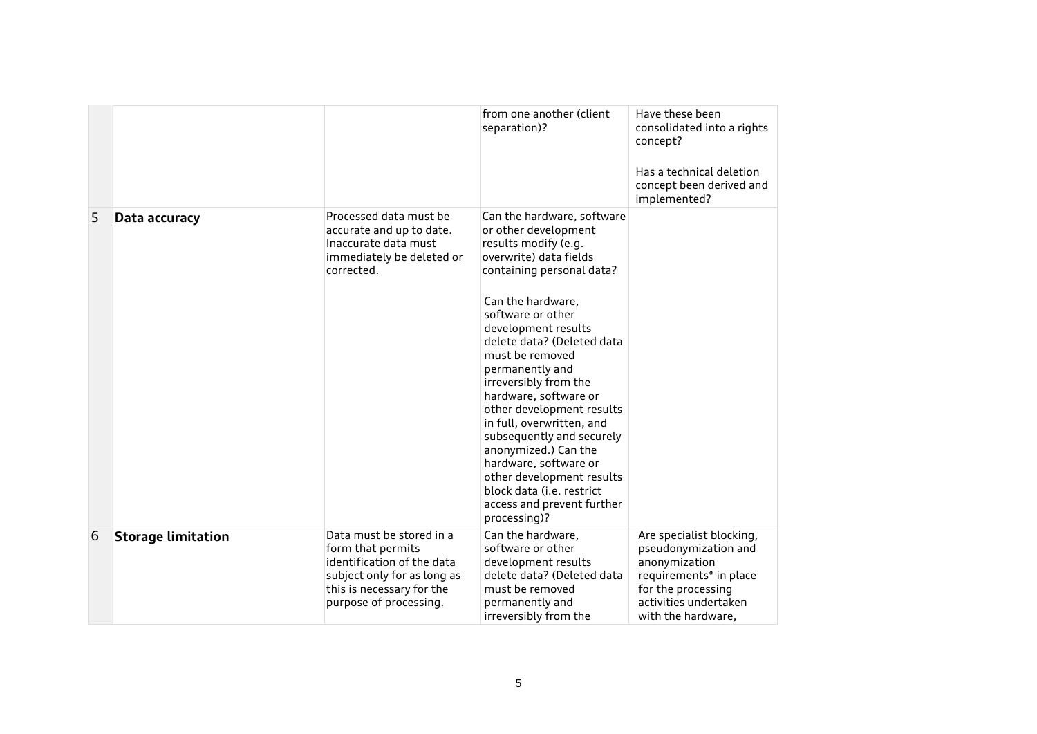| | | | | |
|---|---|---|---|---|
| | | | from one another (client separation)? | Have these been consolidated into a rights concept?<br><br>Has a technical deletion concept been derived and implemented? |
| 5 | **Data accuracy** | Processed data must be accurate and up to date. Inaccurate data must immediately be deleted or corrected. | Can the hardware, software or other development results modify (e.g. overwrite) data fields containing personal data?<br><br>Can the hardware, software or other development results delete data? (Deleted data must be removed permanently and irreversibly from the hardware, software or other development results in full, overwritten, and subsequently and securely anonymized.) Can the hardware, software or other development results block data (i.e. restrict access and prevent further processing)? | |
| 6 | **Storage limitation** | Data must be stored in a form that permits identification of the data subject only for as long as this is necessary for the purpose of processing. | Can the hardware, software or other development results delete data? (Deleted data must be removed permanently and irreversibly from the | Are specialist blocking, pseudonymization and anonymization requirements* in place for the processing activities undertaken with the hardware, |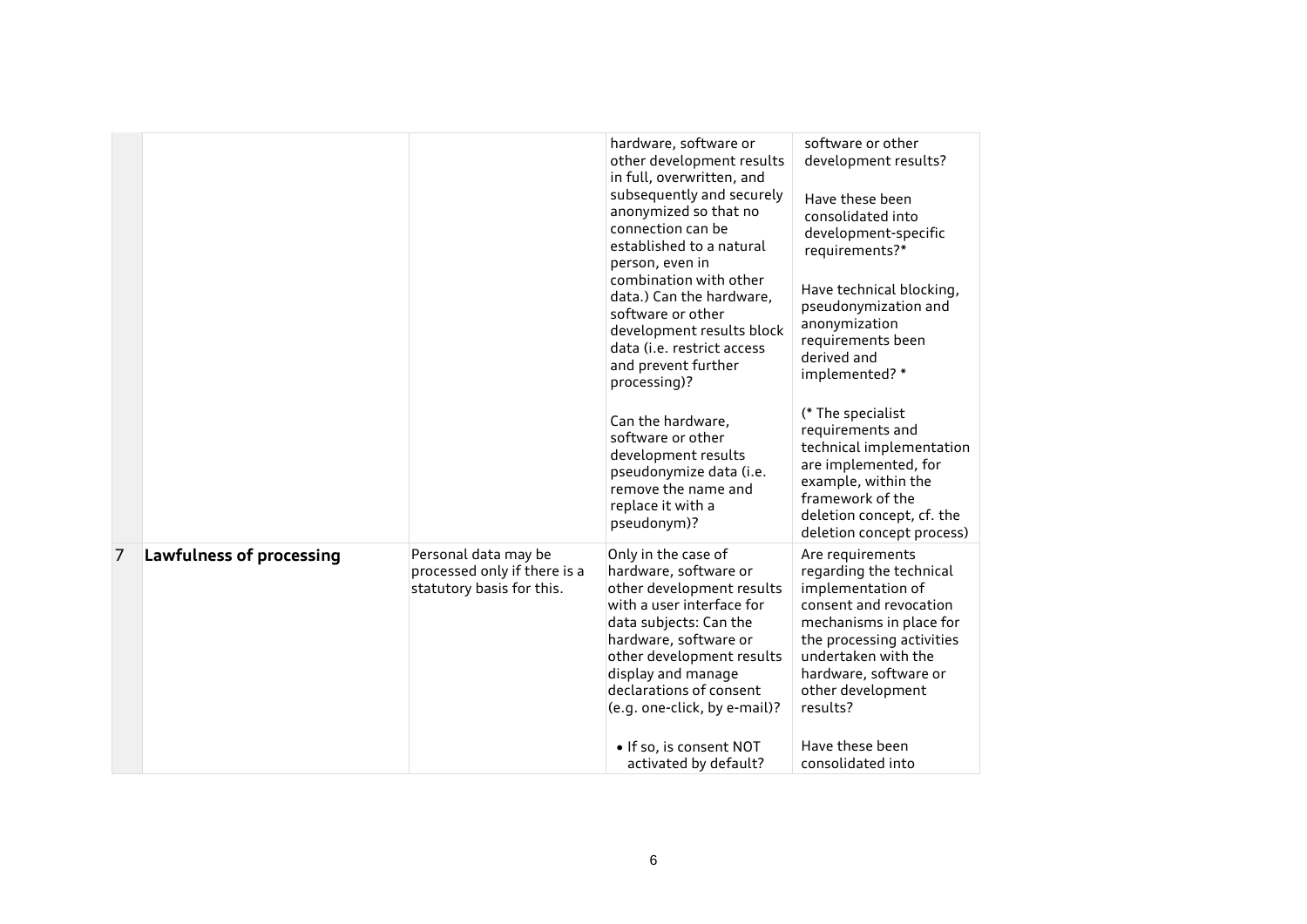| | | | | |
|---|---|---|---|---|
| | | | hardware, software or other development results in full, overwritten, and subsequently and securely anonymized so that no connection can be established to a natural person, even in combination with other data.) Can the hardware, software or other development results block data (i.e. restrict access and prevent further processing)?<br><br>Can the hardware, software or other development results pseudonymize data (i.e. remove the name and replace it with a pseudonym)? | software or other development results?<br><br>Have these been consolidated into development-specific requirements?*<br><br>Have technical blocking, pseudonymization and anonymization requirements been derived and implemented? *<br><br>(* The specialist requirements and technical implementation are implemented, for example, within the framework of the deletion concept, cf. the deletion concept process) |
| 7 | **Lawfulness of processing** | Personal data may be processed only if there is a statutory basis for this. | Only in the case of hardware, software or other development results with a user interface for data subjects: Can the hardware, software or other development results display and manage declarations of consent (e.g. one-click, by e-mail)?<br><br>• If so, is consent NOT activated by default? | Are requirements regarding the technical implementation of consent and revocation mechanisms in place for the processing activities undertaken with the hardware, software or other development results?<br><br>Have these been consolidated into |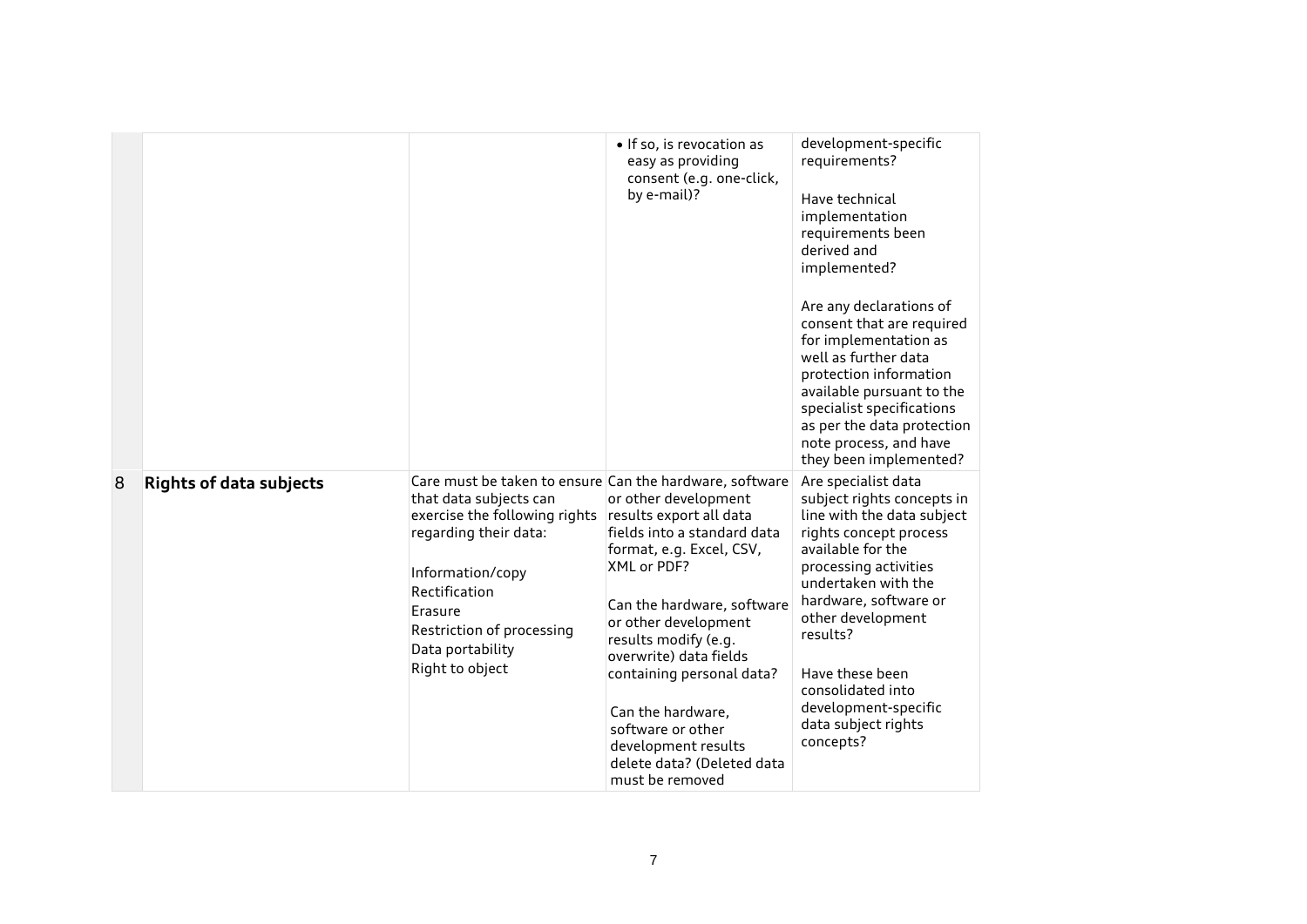| | | | | |
|---|---|---|---|---|
| | | | • If so, is revocation as easy as providing consent (e.g. one-click, by e-mail)? | development-specific requirements?<br><br>Have technical implementation requirements been derived and implemented?<br><br>Are any declarations of consent that are required for implementation as well as further data protection information available pursuant to the specialist specifications as per the data protection note process, and have they been implemented? |
| 8 | **Rights of data subjects** | Care must be taken to ensure that data subjects can exercise the following rights regarding their data:<br><br>Information/copy<br>Rectification<br>Erasure<br>Restriction of processing<br>Data portability<br>Right to object | Can the hardware, software or other development results export all data fields into a standard data format, e.g. Excel, CSV, XML or PDF?<br><br>Can the hardware, software or other development results modify (e.g. overwrite) data fields containing personal data?<br><br>Can the hardware, software or other development results delete data? (Deleted data must be removed | Are specialist data subject rights concepts in line with the data subject rights concept process available for the processing activities undertaken with the hardware, software or other development results?<br><br>Have these been consolidated into development-specific data subject rights concepts? |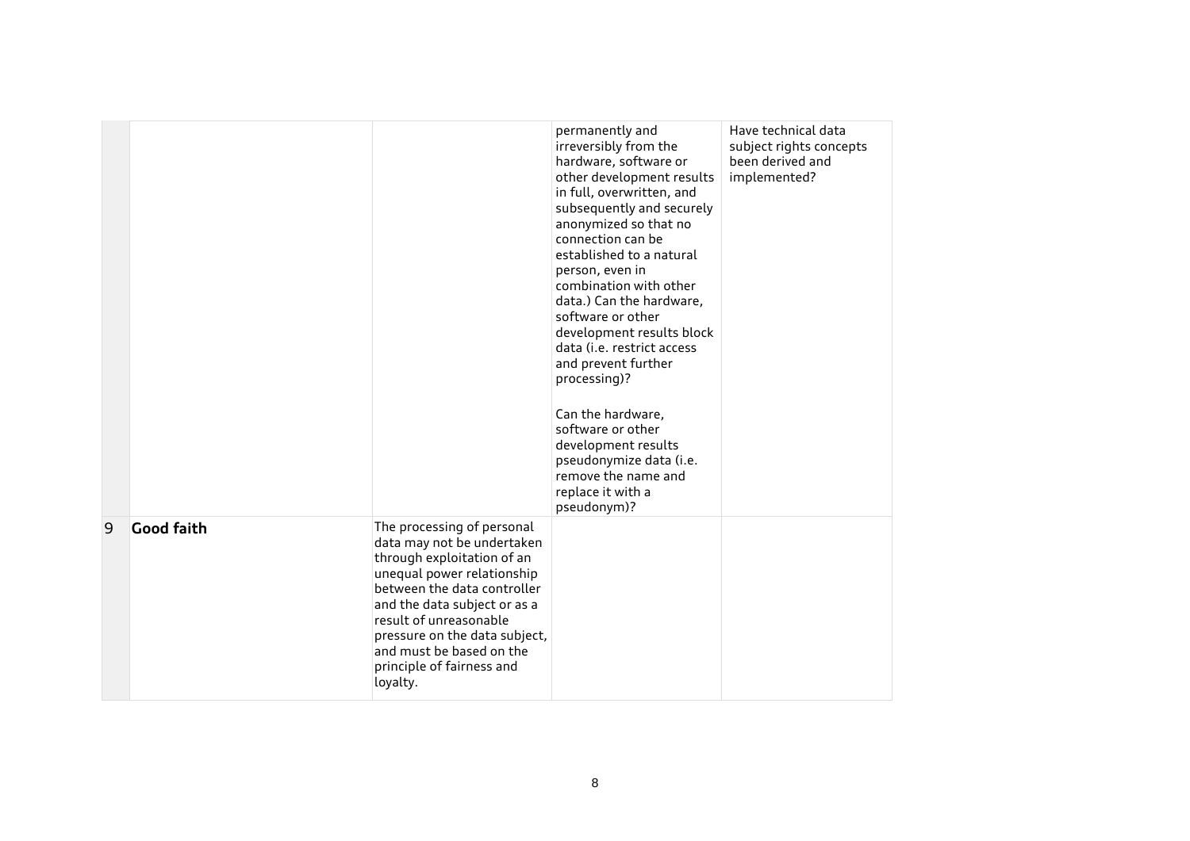| | | | | |
|---|---|---|---|---|
| | | | permanently and irreversibly from the hardware, software or other development results in full, overwritten, and subsequently and securely anonymized so that no connection can be established to a natural person, even in combination with other data.) Can the hardware, software or other development results block data (i.e. restrict access and prevent further processing)?<br><br>Can the hardware, software or other development results pseudonymize data (i.e. remove the name and replace it with a pseudonym)? | Have technical data subject rights concepts been derived and implemented? |
| 9 | **Good faith** | The processing of personal data may not be undertaken through exploitation of an unequal power relationship between the data controller and the data subject or as a result of unreasonable pressure on the data subject, and must be based on the principle of fairness and loyalty. | | |